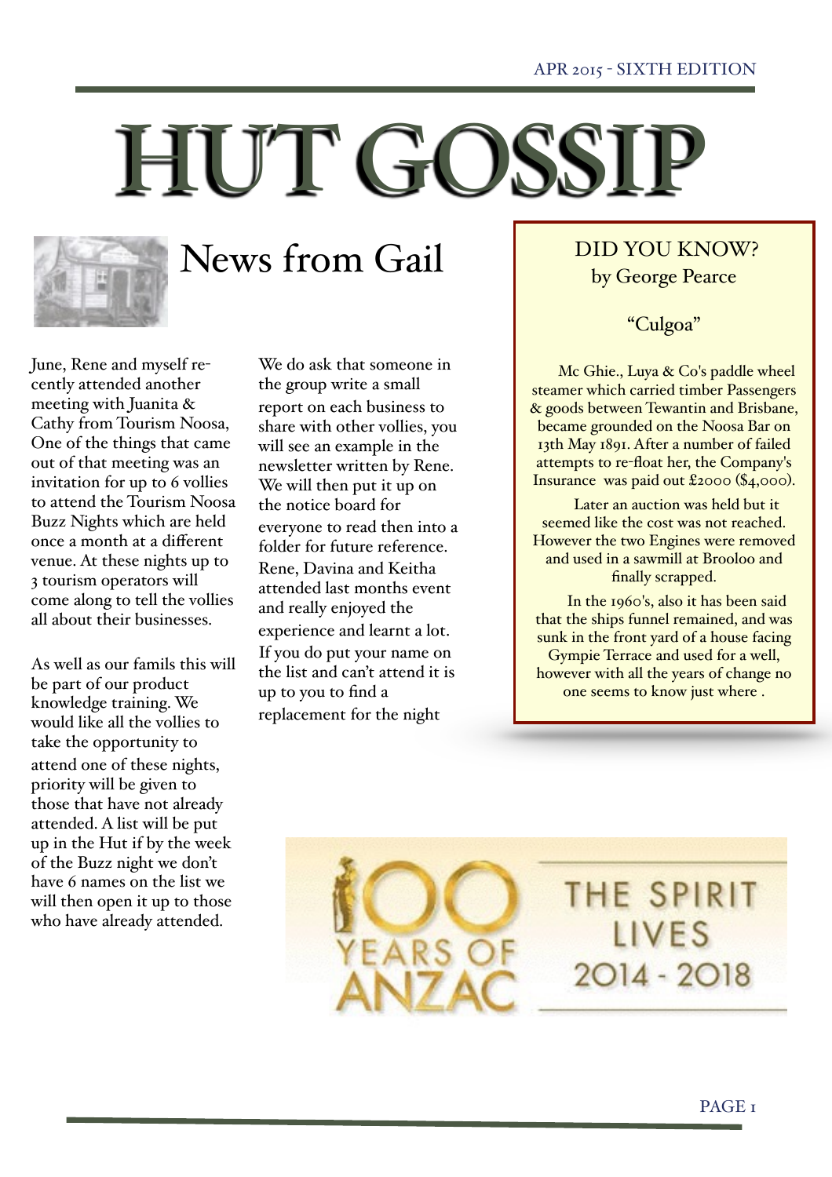APR 2015 - SIXTH EDITION

# HUT GOSSIP

## News from Gail

June, Rene and myself recently attended another meeting with Juanita & Cathy from Tourism Noosa, One of the things that came out of that meeting was an invitation for up to 6 vollies to attend the Tourism Noosa Buzz Nights which are held once a month at a different venue. At these nights up to 3 tourism operators will come along to tell the vollies all about their businesses.

As well as our famils this will be part of our product knowledge training. We would like all the vollies to take the opportunity to attend one of these nights, priority will be given to those that have not already attended. A list will be put up in the Hut if by the week of the Buzz night we don't have 6 names on the list we will then open it up to those who have already attended.

We do ask that someone in the group write a small report on each business to share with other vollies, you will see an example in the newsletter written by Rene. We will then put it up on the notice board for everyone to read then into a folder for future reference. Rene, Davina and Keitha attended last months event and really enjoyed the experience and learnt a lot. If you do put your name on the list and can't attend it is up to you to find a replacement for the night

## DID YOU KNOW?
### by George Pearce

### "Culgoa"

Mc Ghie., Luya & Co's paddle wheel steamer which carried timber Passengers & goods between Tewantin and Brisbane, became grounded on the Noosa Bar on 13th May 1891. After a number of failed attempts to re-float her, the Company's Insurance was paid out £2000 ($4,000).

Later an auction was held but it seemed like the cost was not reached. However the two Engines were removed and used in a sawmill at Brooloo and finally scrapped.

In the 1960's, also it has been said that the ships funnel remained, and was sunk in the front yard of a house facing Gympie Terrace and used for a well, however with all the years of change no one seems to know just where .

100 YEARS OF ANZAC

THE SPIRIT LIVES 2014 - 2018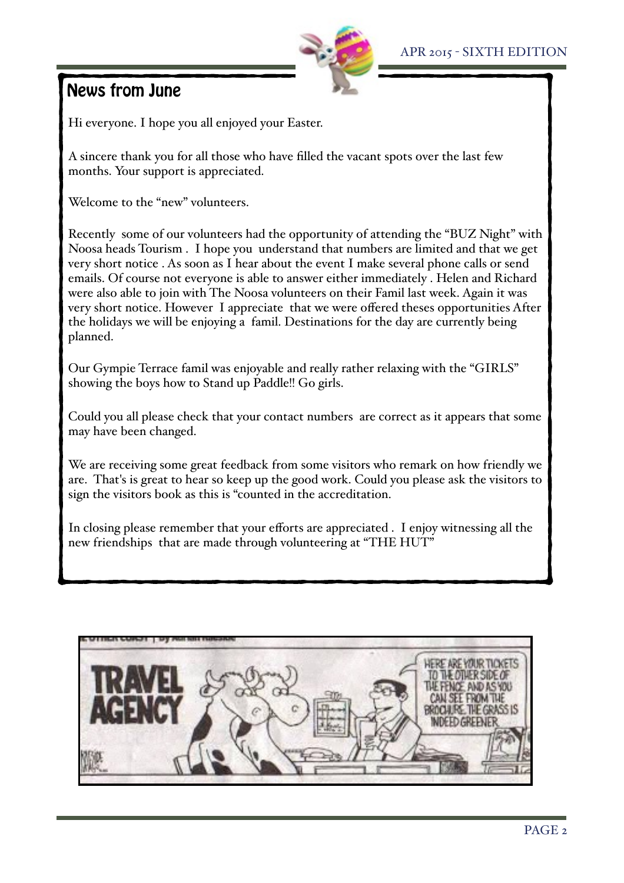## News from June

Hi everyone. I hope you all enjoyed your Easter.

A sincere thank you for all those who have filled the vacant spots over the last few months. Your support is appreciated.

Welcome to the "new" volunteers.

Recently some of our volunteers had the opportunity of attending the "BUZ Night" with Noosa heads Tourism . I hope you understand that numbers are limited and that we get very short notice . As soon as I hear about the event I make several phone calls or send emails. Of course not everyone is able to answer either immediately . Helen and Richard were also able to join with The Noosa volunteers on their Famil last week. Again it was very short notice. However I appreciate that we were offered theses opportunities After the holidays we will be enjoying a famil. Destinations for the day are currently being planned.

Our Gympie Terrace famil was enjoyable and really rather relaxing with the "GIRLS" showing the boys how to Stand up Paddle!! Go girls.

Could you all please check that your contact numbers are correct as it appears that some may have been changed.

We are receiving some great feedback from some visitors who remark on how friendly we are. That's is great to hear so keep up the good work. Could you please ask the visitors to sign the visitors book as this is "counted in the accreditation.

In closing please remember that your efforts are appreciated . I enjoy witnessing all the new friendships that are made through volunteering at "THE HUT"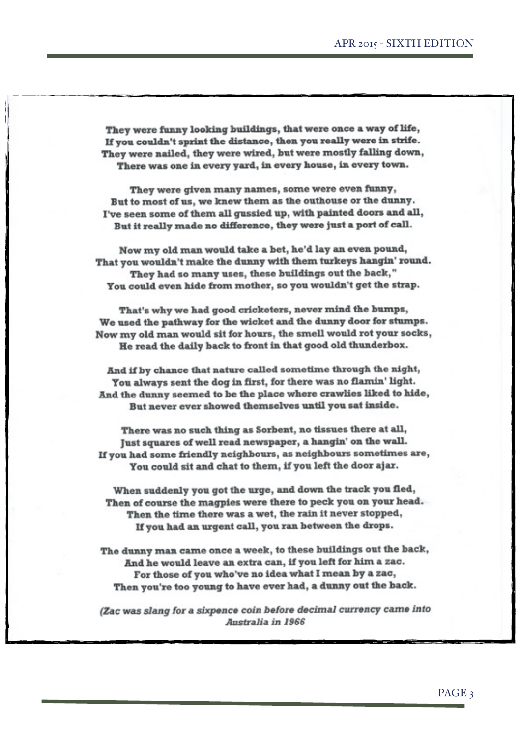**They were funny looking buildings, that were once a way of life,**
**If you couldn't sprint the distance, then you really were in strife.**
**They were nailed, they were wired, but were mostly falling down,**
**There was one in every yard, in every house, in every town.**

**They were given many names, some were even funny,**
**But to most of us, we knew them as the outhouse or the dunny.**
**I've seen some of them all gussied up, with painted doors and all,**
**But it really made no difference, they were just a port of call.**

**Now my old man would take a bet, he'd lay an even pound,**
**That you wouldn't make the dunny with them turkeys hangin' round.**
**They had so many uses, these buildings out the back,"**
**You could even hide from mother, so you wouldn't get the strap.**

**That's why we had good cricketers, never mind the bumps,**
**We used the pathway for the wicket and the dunny door for stumps.**
**Now my old man would sit for hours, the smell would rot your socks,**
**He read the daily back to front in that good old thunderbox.**

**And if by chance that nature called sometime through the night,**
**You always sent the dog in first, for there was no flamin' light.**
**And the dunny seemed to be the place where crawlies liked to hide,**
**But never ever showed themselves until you sat inside.**

**There was no such thing as Sorbent, no tissues there at all,**
**Just squares of well read newspaper, a hangin' on the wall.**
**If you had some friendly neighbours, as neighbours sometimes are,**
**You could sit and chat to them, if you left the door ajar.**

**When suddenly you got the urge, and down the track you fled,**
**Then of course the magpies were there to peck you on your head.**
**Then the time there was a wet, the rain it never stopped,**
**If you had an urgent call, you ran between the drops.**

**The dunny man came once a week, to these buildings out the back,**
**And he would leave an extra can, if you left for him a zac.**
**For those of you who've no idea what I mean by a zac,**
**Then you're too young to have ever had, a dunny out the back.**

***(Zac was slang for a sixpence coin before decimal currency came into Australia in 1966***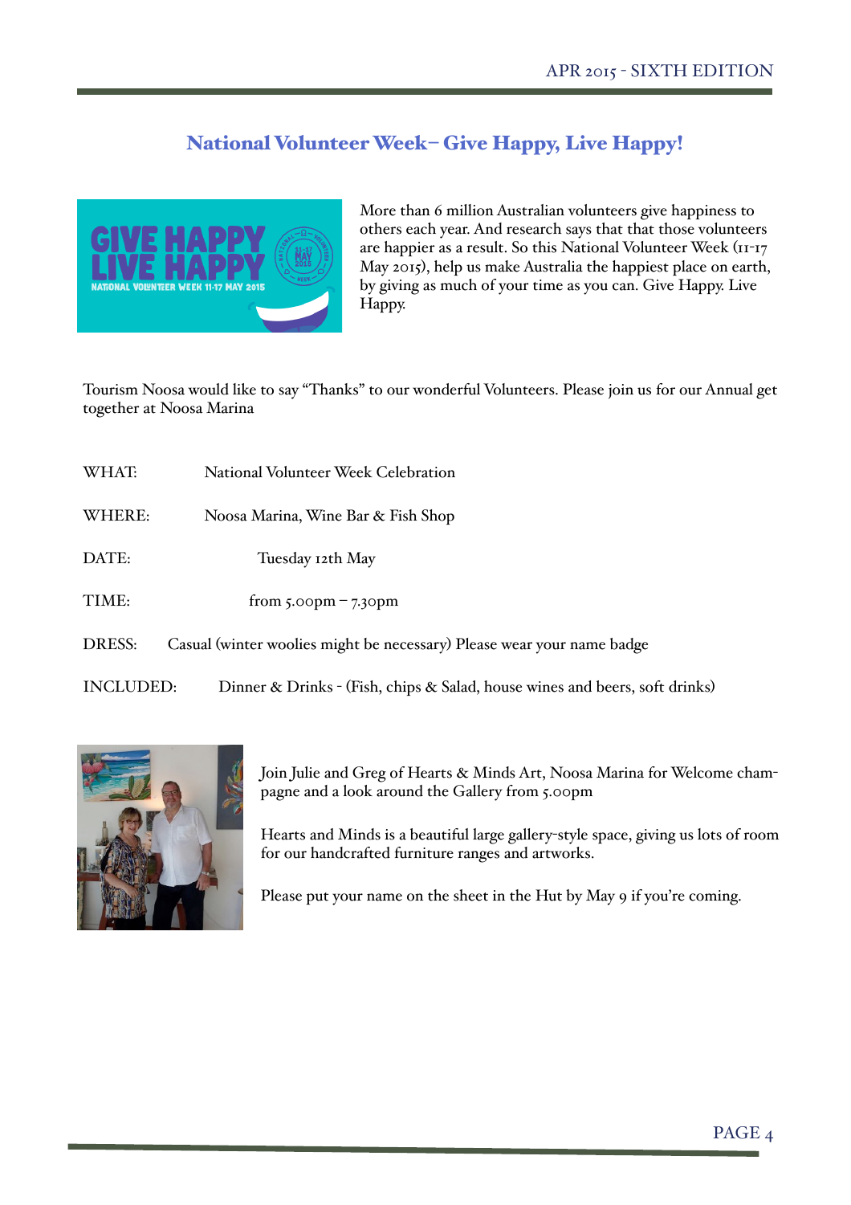## National Volunteer Week– Give Happy, Live Happy!

More than 6 million Australian volunteers give happiness to others each year. And research says that that those volunteers are happier as a result. So this National Volunteer Week (11-17 May 2015), help us make Australia the happiest place on earth, by giving as much of your time as you can. Give Happy. Live Happy.

Tourism Noosa would like to say "Thanks" to our wonderful Volunteers. Please join us for our Annual get together at Noosa Marina

WHAT: National Volunteer Week Celebration

WHERE: Noosa Marina, Wine Bar & Fish Shop

DATE: Tuesday 12th May

TIME: from 5.00pm – 7.30pm

DRESS: Casual (winter woolies might be necessary) Please wear your name badge

INCLUDED: Dinner & Drinks - (Fish, chips & Salad, house wines and beers, soft drinks)

Join Julie and Greg of Hearts & Minds Art, Noosa Marina for Welcome champagne and a look around the Gallery from 5.00pm

Hearts and Minds is a beautiful large gallery-style space, giving us lots of room for our handcrafted furniture ranges and artworks.

Please put your name on the sheet in the Hut by May 9 if you're coming.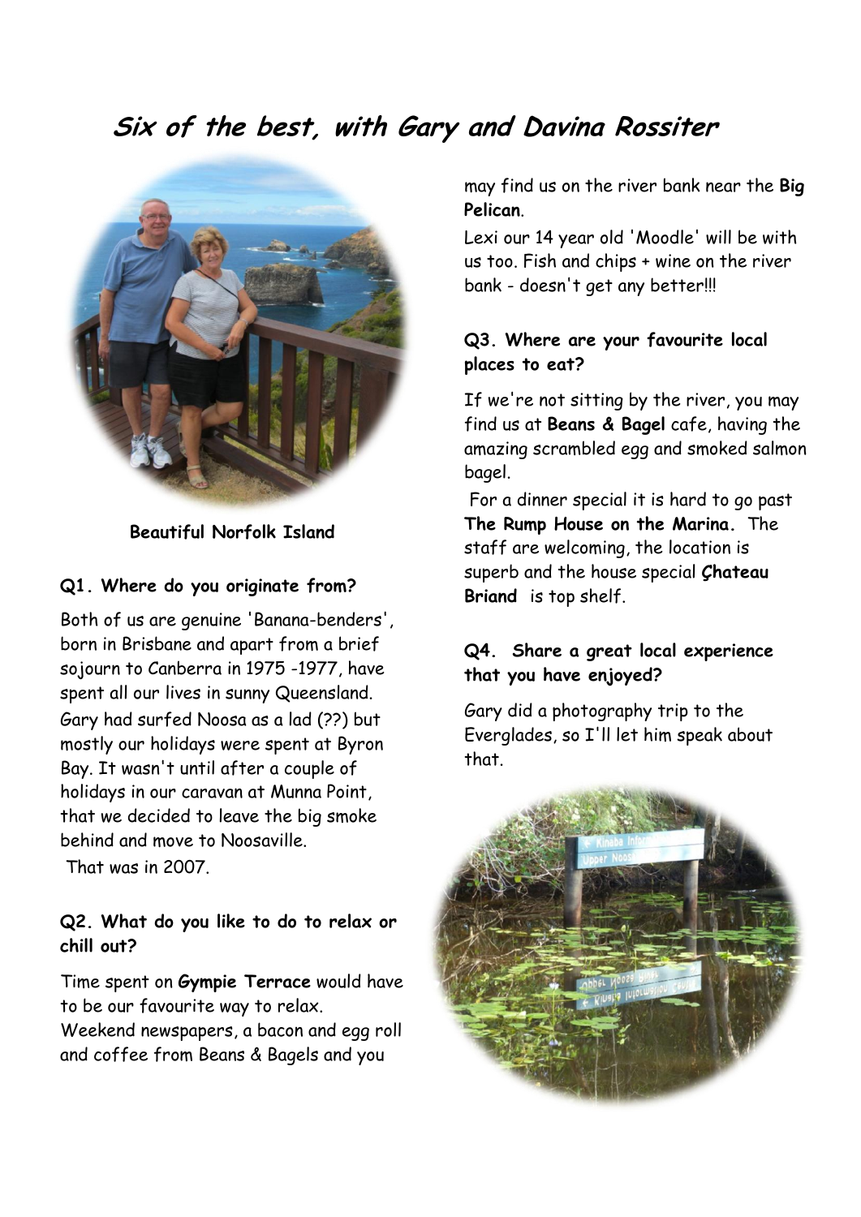## *Six of the best, with Gary and Davina Rossiter*

**Beautiful Norfolk Island**

### Q1. Where do you originate from?

Both of us are genuine 'Banana-benders', born in Brisbane and apart from a brief sojourn to Canberra in 1975 -1977, have spent all our lives in sunny Queensland. Gary had surfed Noosa as a lad (??) but mostly our holidays were spent at Byron Bay. It wasn't until after a couple of holidays in our caravan at Munna Point, that we decided to leave the big smoke behind and move to Noosaville.

That was in 2007.

### Q2. What do you like to do to relax or chill out?

Time spent on **Gympie Terrace** would have to be our favourite way to relax. Weekend newspapers, a bacon and egg roll and coffee from Beans & Bagels and you may find us on the river bank near the **Big Pelican**.

Lexi our 14 year old 'Moodle' will be with us too. Fish and chips + wine on the river bank - doesn't get any better!!!

### Q3. Where are your favourite local places to eat?

If we're not sitting by the river, you may find us at **Beans & Bagel** cafe, having the amazing scrambled egg and smoked salmon bagel.

For a dinner special it is hard to go past **The Rump House on the Marina.** The staff are welcoming, the location is superb and the house special **Çhateau Briand** is top shelf.

### Q4. Share a great local experience that you have enjoyed?

Gary did a photography trip to the Everglades, so I'll let him speak about that.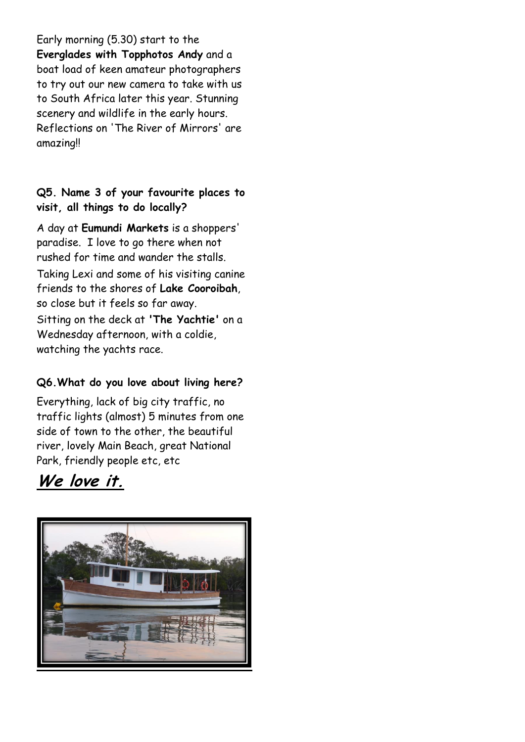Early morning (5.30) start to the **Everglades with Topphotos Andy** and a boat load of keen amateur photographers to try out our new camera to take with us to South Africa later this year. Stunning scenery and wildlife in the early hours. Reflections on 'The River of Mirrors' are amazing!!

**Q5. Name 3 of your favourite places to visit, all things to do locally?**

A day at **Eumundi Markets** is a shoppers' paradise. I love to go there when not rushed for time and wander the stalls.

Taking Lexi and some of his visiting canine friends to the shores of **Lake Cooroibah**, so close but it feels so far away.

Sitting on the deck at **'The Yachtie'** on a Wednesday afternoon, with a coldie, watching the yachts race.

**Q6.What do you love about living here?**

Everything, lack of big city traffic, no traffic lights (almost) 5 minutes from one side of town to the other, the beautiful river, lovely Main Beach, great National Park, friendly people etc, etc

***We love it.***